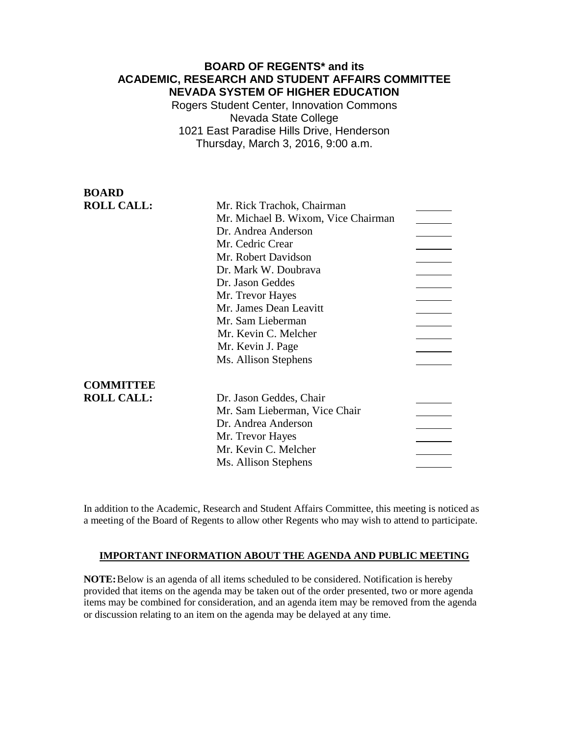# BOARD OF REGENTS* and its ACADEMIC, RESEARCH AND STUDENT AFFAIRS COMMITTEE NEVADA SYSTEM OF HIGHER EDUCATION

Rogers Student Center, Innovation Commons
Nevada State College
1021 East Paradise Hills Drive, Henderson
Thursday, March 3, 2016, 9:00 a.m.

| **BOARD ROLL CALL:** | | |
|---|---|---|
| | Mr. Rick Trachok, Chairman | _______ |
| | Mr. Michael B. Wixom, Vice Chairman | _______ |
| | Dr. Andrea Anderson | _______ |
| | Mr. Cedric Crear | _______ |
| | Mr. Robert Davidson | _______ |
| | Dr. Mark W. Doubrava | _______ |
| | Dr. Jason Geddes | _______ |
| | Mr. Trevor Hayes | _______ |
| | Mr. James Dean Leavitt | _______ |
| | Mr. Sam Lieberman | _______ |
| | Mr. Kevin C. Melcher | _______ |
| | Mr. Kevin J. Page | _______ |
| | Ms. Allison Stephens | _______ |

| **COMMITTEE ROLL CALL:** | | |
|---|---|---|
| | Dr. Jason Geddes, Chair | _______ |
| | Mr. Sam Lieberman, Vice Chair | _______ |
| | Dr. Andrea Anderson | _______ |
| | Mr. Trevor Hayes | _______ |
| | Mr. Kevin C. Melcher | _______ |
| | Ms. Allison Stephens | _______ |

In addition to the Academic, Research and Student Affairs Committee, this meeting is noticed as a meeting of the Board of Regents to allow other Regents who may wish to attend to participate.

**IMPORTANT INFORMATION ABOUT THE AGENDA AND PUBLIC MEETING**

**NOTE:** Below is an agenda of all items scheduled to be considered. Notification is hereby provided that items on the agenda may be taken out of the order presented, two or more agenda items may be combined for consideration, and an agenda item may be removed from the agenda or discussion relating to an item on the agenda may be delayed at any time.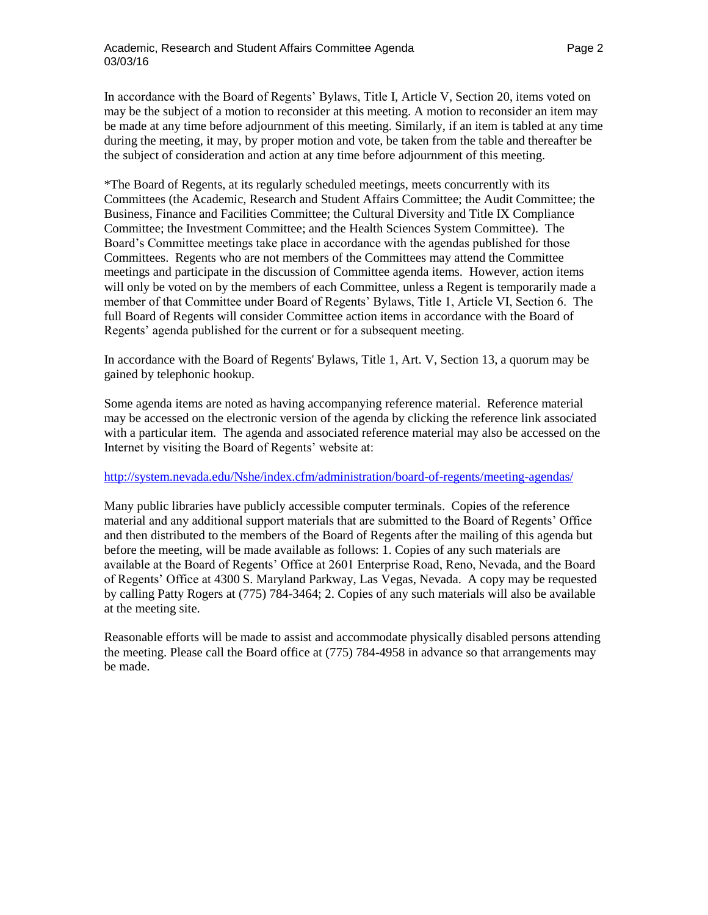In accordance with the Board of Regents' Bylaws, Title I, Article V, Section 20, items voted on may be the subject of a motion to reconsider at this meeting. A motion to reconsider an item may be made at any time before adjournment of this meeting. Similarly, if an item is tabled at any time during the meeting, it may, by proper motion and vote, be taken from the table and thereafter be the subject of consideration and action at any time before adjournment of this meeting.

*The Board of Regents, at its regularly scheduled meetings, meets concurrently with its Committees (the Academic, Research and Student Affairs Committee; the Audit Committee; the Business, Finance and Facilities Committee; the Cultural Diversity and Title IX Compliance Committee; the Investment Committee; and the Health Sciences System Committee). The Board's Committee meetings take place in accordance with the agendas published for those Committees. Regents who are not members of the Committees may attend the Committee meetings and participate in the discussion of Committee agenda items. However, action items will only be voted on by the members of each Committee, unless a Regent is temporarily made a member of that Committee under Board of Regents' Bylaws, Title 1, Article VI, Section 6. The full Board of Regents will consider Committee action items in accordance with the Board of Regents' agenda published for the current or for a subsequent meeting.

In accordance with the Board of Regents' Bylaws, Title 1, Art. V, Section 13, a quorum may be gained by telephonic hookup.

Some agenda items are noted as having accompanying reference material. Reference material may be accessed on the electronic version of the agenda by clicking the reference link associated with a particular item. The agenda and associated reference material may also be accessed on the Internet by visiting the Board of Regents' website at:

http://system.nevada.edu/Nshe/index.cfm/administration/board-of-regents/meeting-agendas/

Many public libraries have publicly accessible computer terminals. Copies of the reference material and any additional support materials that are submitted to the Board of Regents' Office and then distributed to the members of the Board of Regents after the mailing of this agenda but before the meeting, will be made available as follows: 1. Copies of any such materials are available at the Board of Regents' Office at 2601 Enterprise Road, Reno, Nevada, and the Board of Regents' Office at 4300 S. Maryland Parkway, Las Vegas, Nevada. A copy may be requested by calling Patty Rogers at (775) 784-3464; 2. Copies of any such materials will also be available at the meeting site.

Reasonable efforts will be made to assist and accommodate physically disabled persons attending the meeting. Please call the Board office at (775) 784-4958 in advance so that arrangements may be made.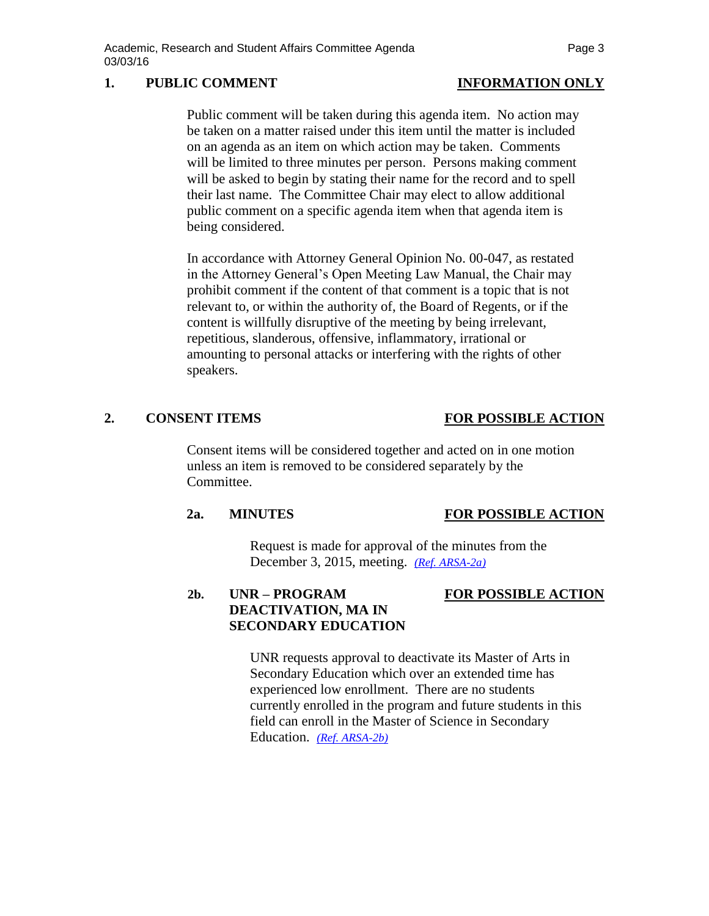## 1. PUBLIC COMMENT — INFORMATION ONLY

Public comment will be taken during this agenda item. No action may be taken on a matter raised under this item until the matter is included on an agenda as an item on which action may be taken. Comments will be limited to three minutes per person. Persons making comment will be asked to begin by stating their name for the record and to spell their last name. The Committee Chair may elect to allow additional public comment on a specific agenda item when that agenda item is being considered.

In accordance with Attorney General Opinion No. 00-047, as restated in the Attorney General's Open Meeting Law Manual, the Chair may prohibit comment if the content of that comment is a topic that is not relevant to, or within the authority of, the Board of Regents, or if the content is willfully disruptive of the meeting by being irrelevant, repetitious, slanderous, offensive, inflammatory, irrational or amounting to personal attacks or interfering with the rights of other speakers.

## 2. CONSENT ITEMS — FOR POSSIBLE ACTION

Consent items will be considered together and acted on in one motion unless an item is removed to be considered separately by the Committee.

### 2a. MINUTES — FOR POSSIBLE ACTION

Request is made for approval of the minutes from the December 3, 2015, meeting. *(Ref. ARSA-2a)*

### 2b. UNR – PROGRAM DEACTIVATION, MA IN SECONDARY EDUCATION — FOR POSSIBLE ACTION

UNR requests approval to deactivate its Master of Arts in Secondary Education which over an extended time has experienced low enrollment. There are no students currently enrolled in the program and future students in this field can enroll in the Master of Science in Secondary Education. *(Ref. ARSA-2b)*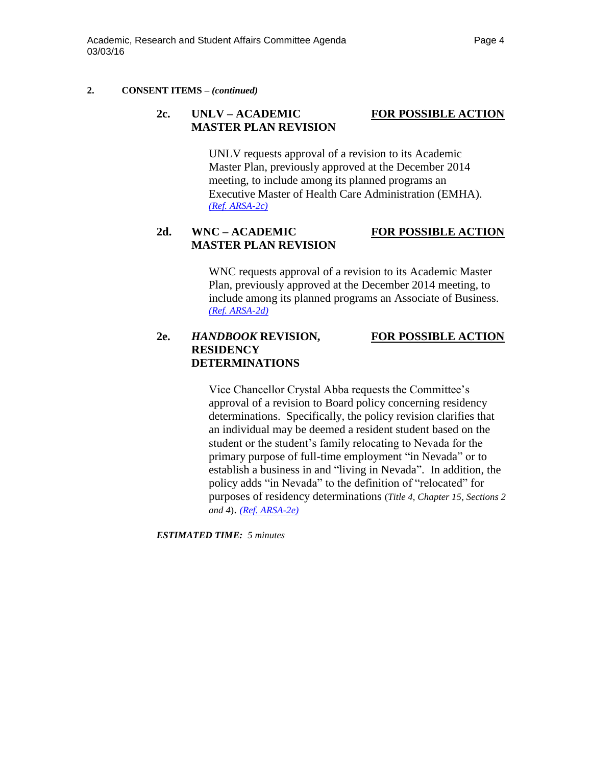**2. CONSENT ITEMS –** ***(continued)***

**2c. UNLV – ACADEMIC MASTER PLAN REVISION** — **FOR POSSIBLE ACTION**

UNLV requests approval of a revision to its Academic Master Plan, previously approved at the December 2014 meeting, to include among its planned programs an Executive Master of Health Care Administration (EMHA). *(Ref. ARSA-2c)*

**2d. WNC – ACADEMIC MASTER PLAN REVISION** — **FOR POSSIBLE ACTION**

WNC requests approval of a revision to its Academic Master Plan, previously approved at the December 2014 meeting, to include among its planned programs an Associate of Business. *(Ref. ARSA-2d)*

**2e. *HANDBOOK* REVISION, RESIDENCY DETERMINATIONS** — **FOR POSSIBLE ACTION**

Vice Chancellor Crystal Abba requests the Committee's approval of a revision to Board policy concerning residency determinations. Specifically, the policy revision clarifies that an individual may be deemed a resident student based on the student or the student's family relocating to Nevada for the primary purpose of full-time employment "in Nevada" or to establish a business in and "living in Nevada". In addition, the policy adds "in Nevada" to the definition of "relocated" for purposes of residency determinations (*Title 4, Chapter 15, Sections 2 and 4*). *(Ref. ARSA-2e)*

***ESTIMATED TIME:*** *5 minutes*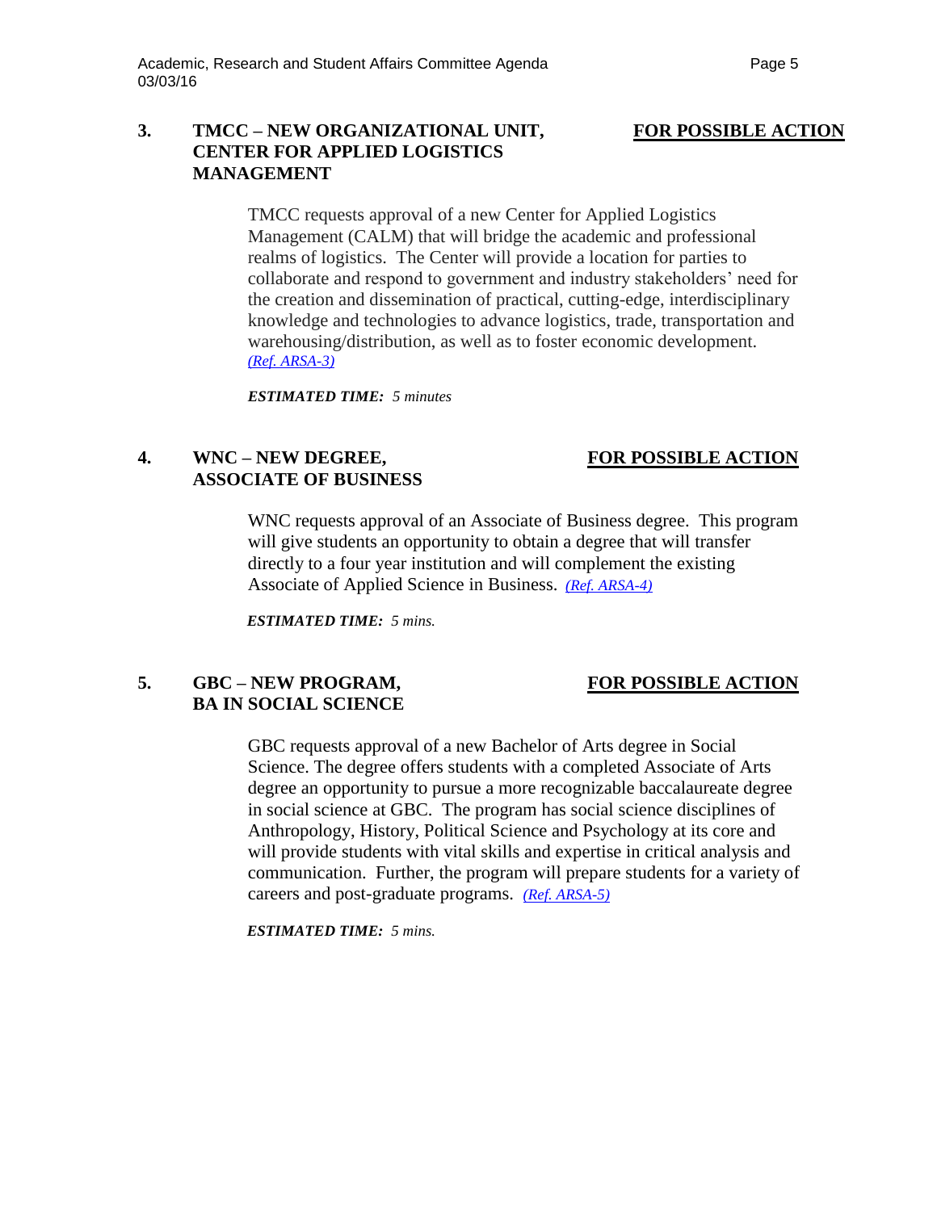### 3. TMCC – NEW ORGANIZATIONAL UNIT, CENTER FOR APPLIED LOGISTICS MANAGEMENT — **FOR POSSIBLE ACTION**

TMCC requests approval of a new Center for Applied Logistics Management (CALM) that will bridge the academic and professional realms of logistics. The Center will provide a location for parties to collaborate and respond to government and industry stakeholders' need for the creation and dissemination of practical, cutting-edge, interdisciplinary knowledge and technologies to advance logistics, trade, transportation and warehousing/distribution, as well as to foster economic development. *(Ref. ARSA-3)*

***ESTIMATED TIME:*** *5 minutes*

### 4. WNC – NEW DEGREE, ASSOCIATE OF BUSINESS — **FOR POSSIBLE ACTION**

WNC requests approval of an Associate of Business degree. This program will give students an opportunity to obtain a degree that will transfer directly to a four year institution and will complement the existing Associate of Applied Science in Business. *(Ref. ARSA-4)*

***ESTIMATED TIME:*** *5 mins.*

### 5. GBC – NEW PROGRAM, BA IN SOCIAL SCIENCE — **FOR POSSIBLE ACTION**

GBC requests approval of a new Bachelor of Arts degree in Social Science. The degree offers students with a completed Associate of Arts degree an opportunity to pursue a more recognizable baccalaureate degree in social science at GBC. The program has social science disciplines of Anthropology, History, Political Science and Psychology at its core and will provide students with vital skills and expertise in critical analysis and communication. Further, the program will prepare students for a variety of careers and post-graduate programs. *(Ref. ARSA-5)*

***ESTIMATED TIME:*** *5 mins.*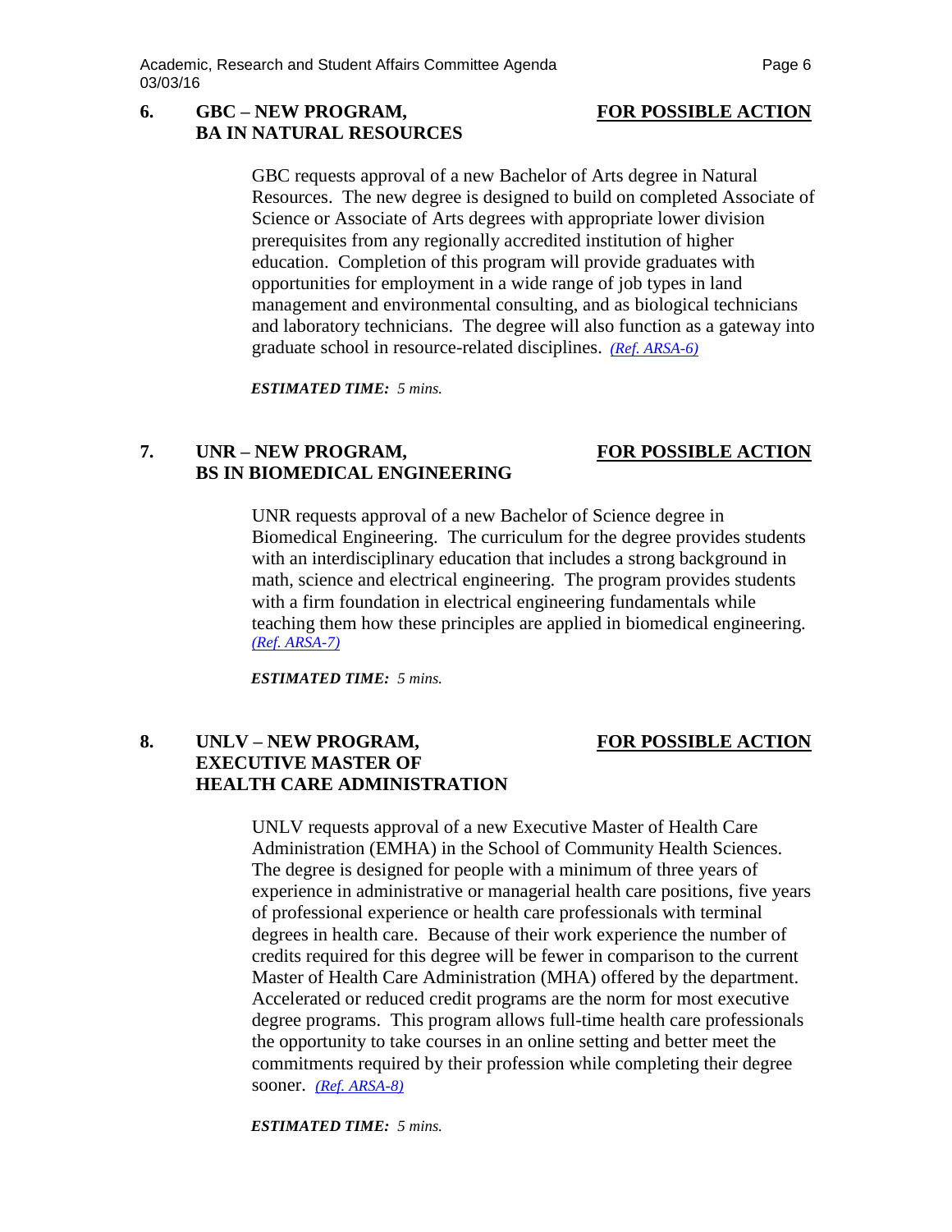**6. GBC – NEW PROGRAM, BA IN NATURAL RESOURCES** **FOR POSSIBLE ACTION**

GBC requests approval of a new Bachelor of Arts degree in Natural Resources. The new degree is designed to build on completed Associate of Science or Associate of Arts degrees with appropriate lower division prerequisites from any regionally accredited institution of higher education. Completion of this program will provide graduates with opportunities for employment in a wide range of job types in land management and environmental consulting, and as biological technicians and laboratory technicians. The degree will also function as a gateway into graduate school in resource-related disciplines. *(Ref. ARSA-6)*

***ESTIMATED TIME:*** *5 mins.*

**7. UNR – NEW PROGRAM, BS IN BIOMEDICAL ENGINEERING** **FOR POSSIBLE ACTION**

UNR requests approval of a new Bachelor of Science degree in Biomedical Engineering. The curriculum for the degree provides students with an interdisciplinary education that includes a strong background in math, science and electrical engineering. The program provides students with a firm foundation in electrical engineering fundamentals while teaching them how these principles are applied in biomedical engineering. *(Ref. ARSA-7)*

***ESTIMATED TIME:*** *5 mins.*

**8. UNLV – NEW PROGRAM, EXECUTIVE MASTER OF HEALTH CARE ADMINISTRATION** **FOR POSSIBLE ACTION**

UNLV requests approval of a new Executive Master of Health Care Administration (EMHA) in the School of Community Health Sciences. The degree is designed for people with a minimum of three years of experience in administrative or managerial health care positions, five years of professional experience or health care professionals with terminal degrees in health care. Because of their work experience the number of credits required for this degree will be fewer in comparison to the current Master of Health Care Administration (MHA) offered by the department. Accelerated or reduced credit programs are the norm for most executive degree programs. This program allows full-time health care professionals the opportunity to take courses in an online setting and better meet the commitments required by their profession while completing their degree sooner. *(Ref. ARSA-8)*

***ESTIMATED TIME:*** *5 mins.*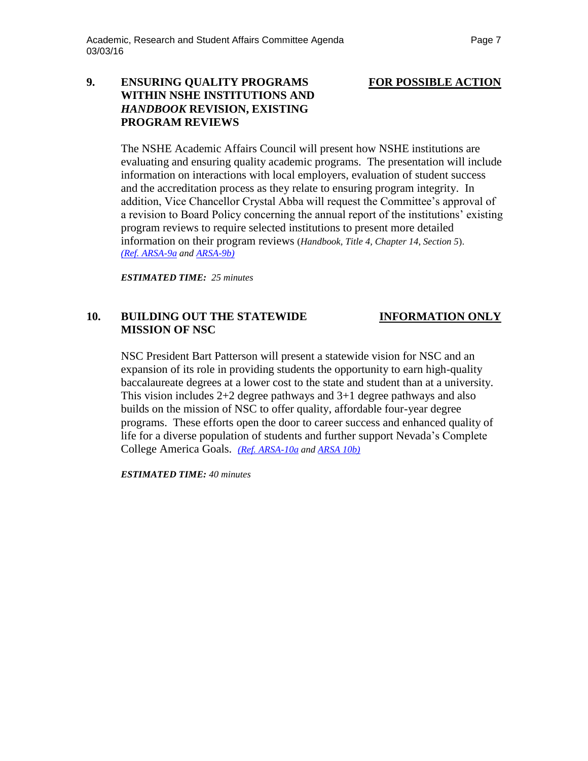## 9. ENSURING QUALITY PROGRAMS WITHIN NSHE INSTITUTIONS AND *HANDBOOK* REVISION, EXISTING PROGRAM REVIEWS

**FOR POSSIBLE ACTION**

The NSHE Academic Affairs Council will present how NSHE institutions are evaluating and ensuring quality academic programs. The presentation will include information on interactions with local employers, evaluation of student success and the accreditation process as they relate to ensuring program integrity. In addition, Vice Chancellor Crystal Abba will request the Committee's approval of a revision to Board Policy concerning the annual report of the institutions' existing program reviews to require selected institutions to present more detailed information on their program reviews (*Handbook, Title 4, Chapter 14, Section 5*). *(Ref. ARSA-9a and ARSA-9b)*

***ESTIMATED TIME:** 25 minutes*

## 10. BUILDING OUT THE STATEWIDE MISSION OF NSC

**INFORMATION ONLY**

NSC President Bart Patterson will present a statewide vision for NSC and an expansion of its role in providing students the opportunity to earn high-quality baccalaureate degrees at a lower cost to the state and student than at a university. This vision includes 2+2 degree pathways and 3+1 degree pathways and also builds on the mission of NSC to offer quality, affordable four-year degree programs. These efforts open the door to career success and enhanced quality of life for a diverse population of students and further support Nevada's Complete College America Goals. *(Ref. ARSA-10a and ARSA 10b)*

***ESTIMATED TIME:** 40 minutes*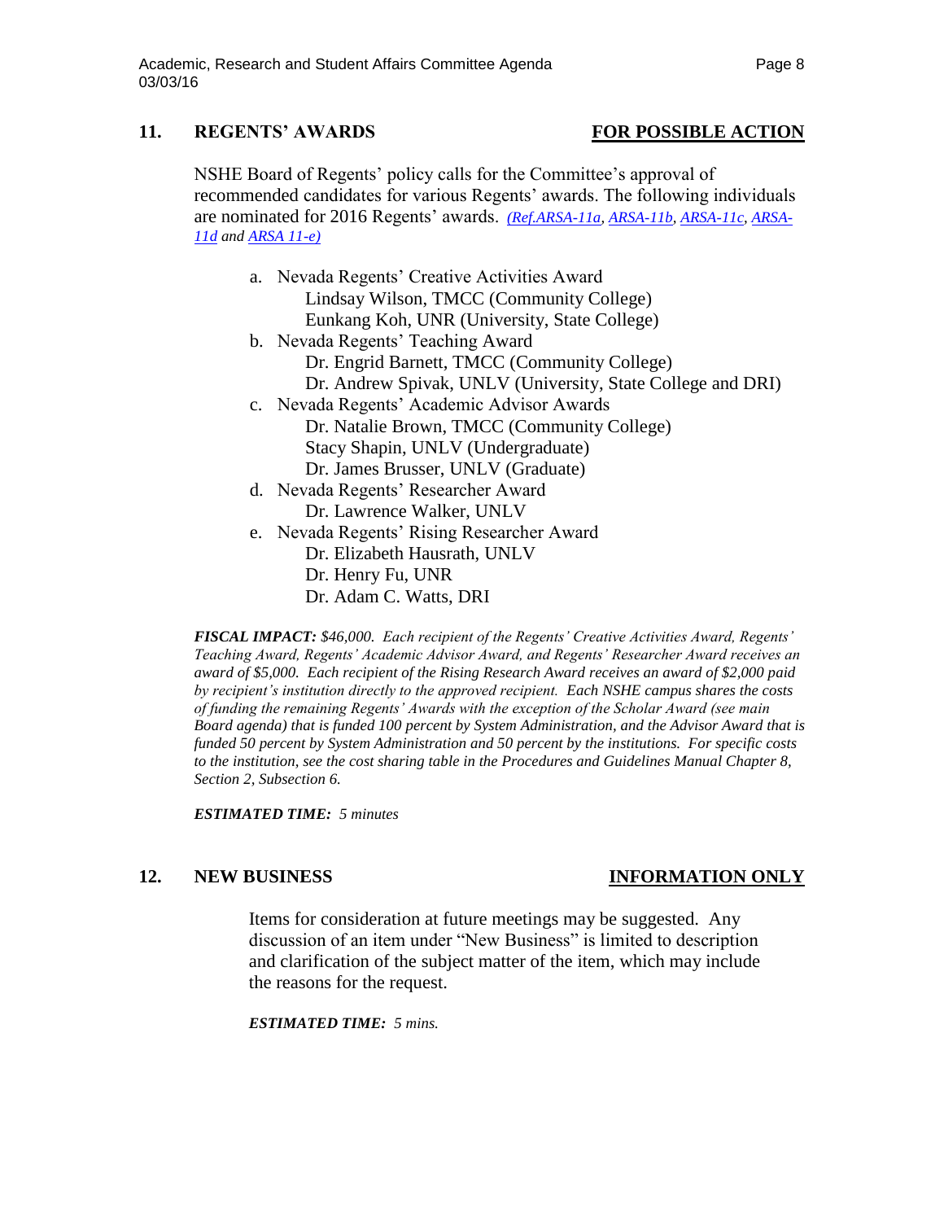## 11. REGENTS' AWARDS — FOR POSSIBLE ACTION

NSHE Board of Regents' policy calls for the Committee's approval of recommended candidates for various Regents' awards. The following individuals are nominated for 2016 Regents' awards. *(Ref.ARSA-11a, ARSA-11b, ARSA-11c, ARSA-11d and ARSA 11-e)*

a. Nevada Regents' Creative Activities Award
   - Lindsay Wilson, TMCC (Community College)
   - Eunkang Koh, UNR (University, State College)

b. Nevada Regents' Teaching Award
   - Dr. Engrid Barnett, TMCC (Community College)
   - Dr. Andrew Spivak, UNLV (University, State College and DRI)

c. Nevada Regents' Academic Advisor Awards
   - Dr. Natalie Brown, TMCC (Community College)
   - Stacy Shapin, UNLV (Undergraduate)
   - Dr. James Brusser, UNLV (Graduate)

d. Nevada Regents' Researcher Award
   - Dr. Lawrence Walker, UNLV

e. Nevada Regents' Rising Researcher Award
   - Dr. Elizabeth Hausrath, UNLV
   - Dr. Henry Fu, UNR
   - Dr. Adam C. Watts, DRI

***FISCAL IMPACT:*** *$46,000. Each recipient of the Regents' Creative Activities Award, Regents' Teaching Award, Regents' Academic Advisor Award, and Regents' Researcher Award receives an award of $5,000. Each recipient of the Rising Research Award receives an award of $2,000 paid by recipient's institution directly to the approved recipient. Each NSHE campus shares the costs of funding the remaining Regents' Awards with the exception of the Scholar Award (see main Board agenda) that is funded 100 percent by System Administration, and the Advisor Award that is funded 50 percent by System Administration and 50 percent by the institutions. For specific costs to the institution, see the cost sharing table in the Procedures and Guidelines Manual Chapter 8, Section 2, Subsection 6.*

***ESTIMATED TIME:*** *5 minutes*

## 12. NEW BUSINESS — INFORMATION ONLY

Items for consideration at future meetings may be suggested. Any discussion of an item under "New Business" is limited to description and clarification of the subject matter of the item, which may include the reasons for the request.

***ESTIMATED TIME:*** *5 mins.*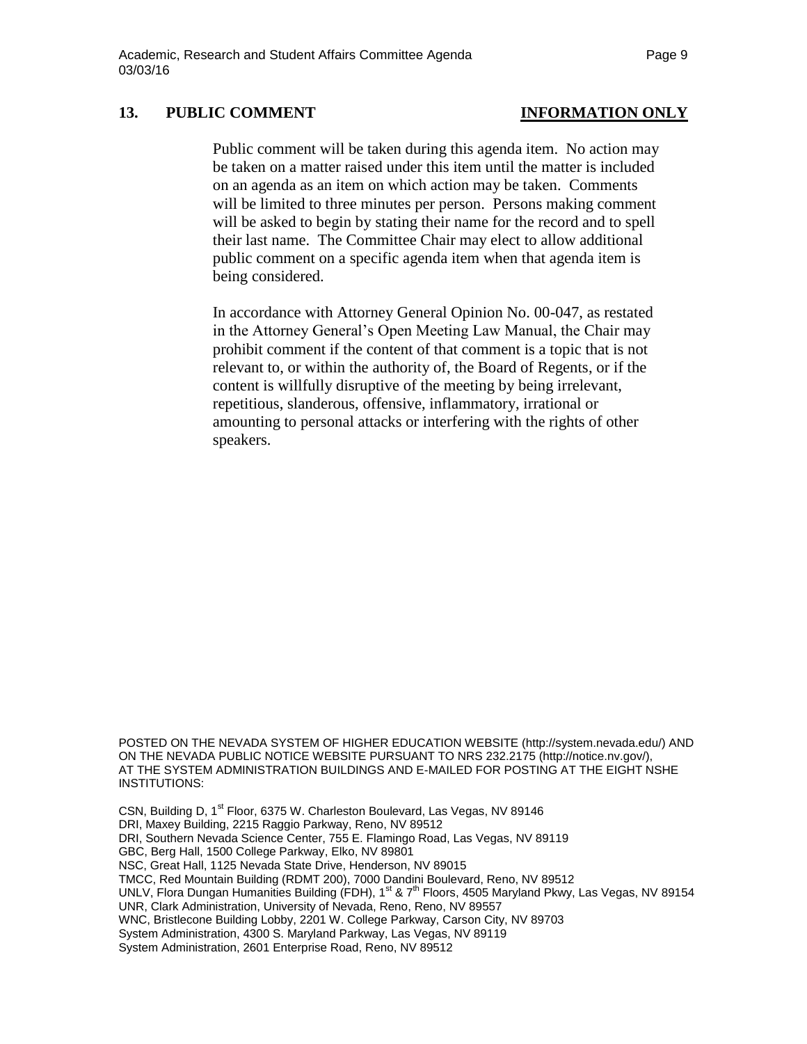## 13. PUBLIC COMMENT **INFORMATION ONLY**

Public comment will be taken during this agenda item. No action may be taken on a matter raised under this item until the matter is included on an agenda as an item on which action may be taken. Comments will be limited to three minutes per person. Persons making comment will be asked to begin by stating their name for the record and to spell their last name. The Committee Chair may elect to allow additional public comment on a specific agenda item when that agenda item is being considered.

In accordance with Attorney General Opinion No. 00-047, as restated in the Attorney General's Open Meeting Law Manual, the Chair may prohibit comment if the content of that comment is a topic that is not relevant to, or within the authority of, the Board of Regents, or if the content is willfully disruptive of the meeting by being irrelevant, repetitious, slanderous, offensive, inflammatory, irrational or amounting to personal attacks or interfering with the rights of other speakers.

POSTED ON THE NEVADA SYSTEM OF HIGHER EDUCATION WEBSITE (http://system.nevada.edu/) AND ON THE NEVADA PUBLIC NOTICE WEBSITE PURSUANT TO NRS 232.2175 (http://notice.nv.gov/), AT THE SYSTEM ADMINISTRATION BUILDINGS AND E-MAILED FOR POSTING AT THE EIGHT NSHE INSTITUTIONS:

CSN, Building D, 1st Floor, 6375 W. Charleston Boulevard, Las Vegas, NV 89146
DRI, Maxey Building, 2215 Raggio Parkway, Reno, NV 89512
DRI, Southern Nevada Science Center, 755 E. Flamingo Road, Las Vegas, NV 89119
GBC, Berg Hall, 1500 College Parkway, Elko, NV 89801
NSC, Great Hall, 1125 Nevada State Drive, Henderson, NV 89015
TMCC, Red Mountain Building (RDMT 200), 7000 Dandini Boulevard, Reno, NV 89512
UNLV, Flora Dungan Humanities Building (FDH), 1st & 7th Floors, 4505 Maryland Pkwy, Las Vegas, NV 89154
UNR, Clark Administration, University of Nevada, Reno, Reno, NV 89557
WNC, Bristlecone Building Lobby, 2201 W. College Parkway, Carson City, NV 89703
System Administration, 4300 S. Maryland Parkway, Las Vegas, NV 89119
System Administration, 2601 Enterprise Road, Reno, NV 89512